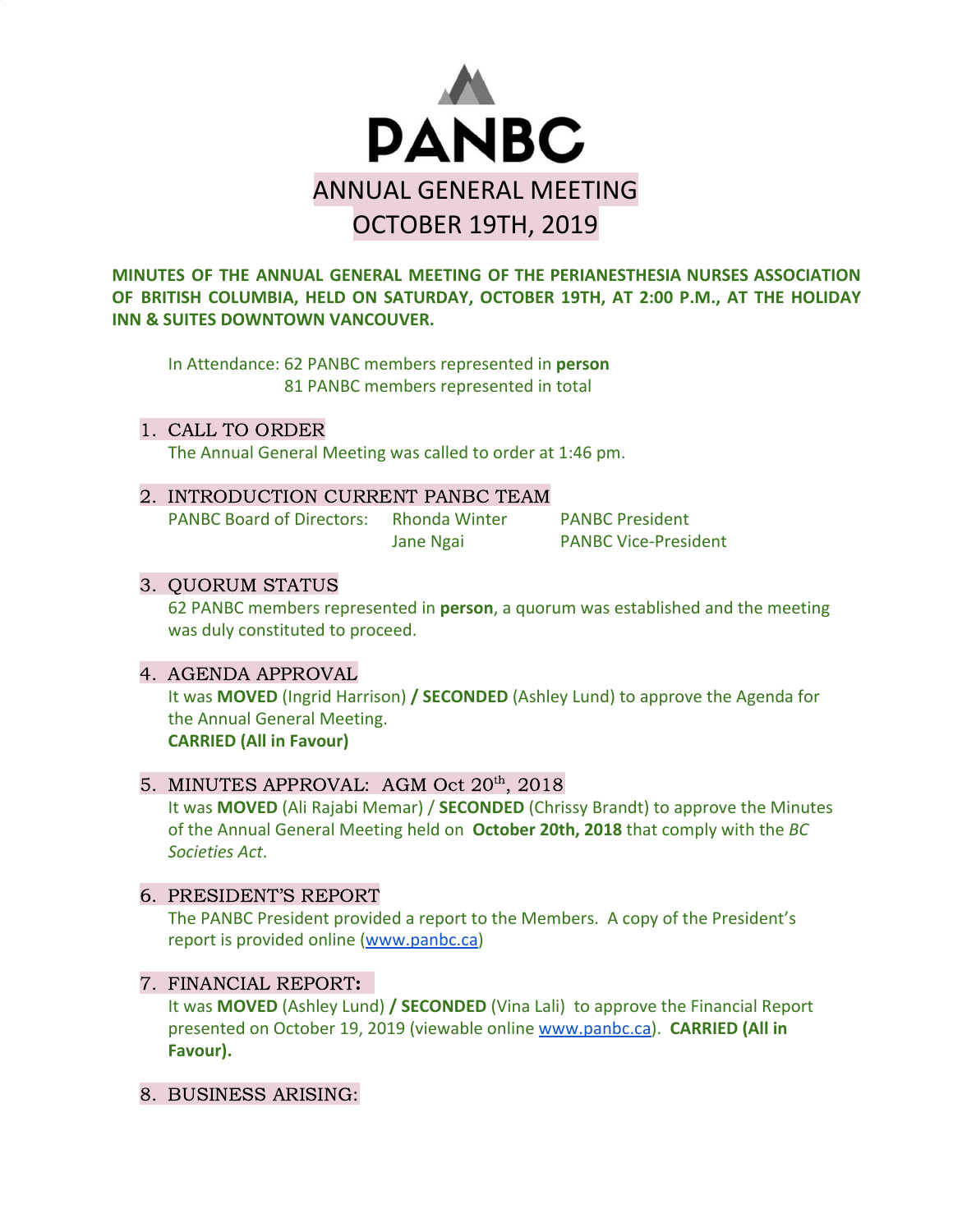# PANBC

# ANNUAL GENERAL MEETING
# OCTOBER 19TH, 2019

**MINUTES OF THE ANNUAL GENERAL MEETING OF THE PERIANESTHESIA NURSES ASSOCIATION OF BRITISH COLUMBIA, HELD ON SATURDAY, OCTOBER 19TH, AT 2:00 P.M., AT THE HOLIDAY INN & SUITES DOWNTOWN VANCOUVER.**

In Attendance: 62 PANBC members represented in **person**
81 PANBC members represented in total

## 1. CALL TO ORDER

The Annual General Meeting was called to order at 1:46 pm.

## 2. INTRODUCTION CURRENT PANBC TEAM

| PANBC Board of Directors: | Rhonda Winter | PANBC President |
|---|---|---|
| | Jane Ngai | PANBC Vice-President |

## 3. QUORUM STATUS

62 PANBC members represented in **person**, a quorum was established and the meeting was duly constituted to proceed.

## 4. AGENDA APPROVAL

It was **MOVED** (Ingrid Harrison) **/ SECONDED** (Ashley Lund) to approve the Agenda for the Annual General Meeting.
**CARRIED (All in Favour)**

## 5. MINUTES APPROVAL: AGM Oct 20th, 2018

It was **MOVED** (Ali Rajabi Memar) / **SECONDED** (Chrissy Brandt) to approve the Minutes of the Annual General Meeting held on **October 20th, 2018** that comply with the *BC Societies Act*.

## 6. PRESIDENT'S REPORT

The PANBC President provided a report to the Members. A copy of the President's report is provided online (www.panbc.ca)

## 7. FINANCIAL REPORT:

It was **MOVED** (Ashley Lund) **/ SECONDED** (Vina Lali) to approve the Financial Report presented on October 19, 2019 (viewable online www.panbc.ca). **CARRIED (All in Favour).**

## 8. BUSINESS ARISING: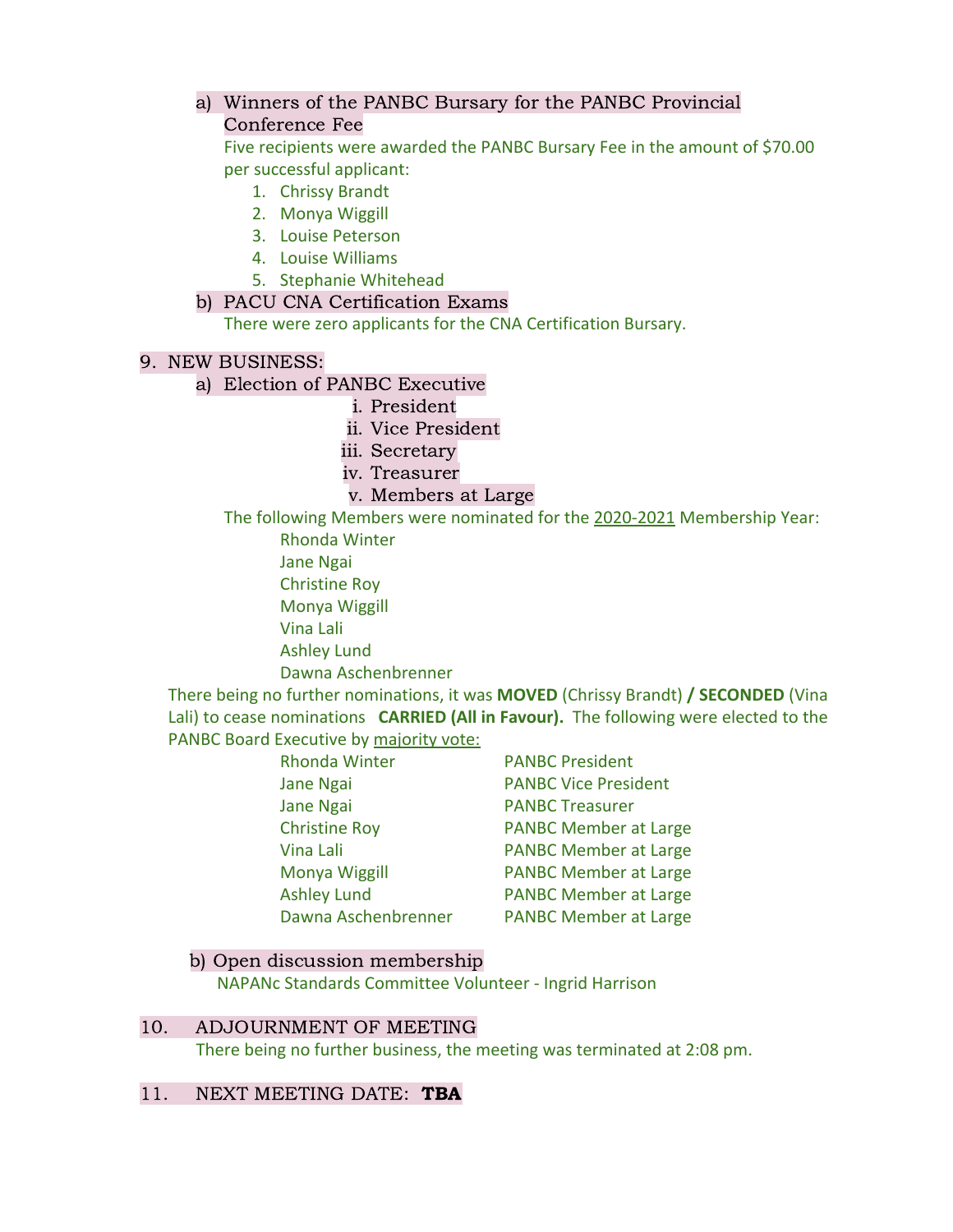a) Winners of the PANBC Bursary for the PANBC Provincial Conference Fee

Five recipients were awarded the PANBC Bursary Fee in the amount of $70.00 per successful applicant:

1. Chrissy Brandt
2. Monya Wiggill
3. Louise Peterson
4. Louise Williams
5. Stephanie Whitehead

b) PACU CNA Certification Exams

There were zero applicants for the CNA Certification Bursary.

## 9. NEW BUSINESS:

a) Election of PANBC Executive

i. President
ii. Vice President
iii. Secretary
iv. Treasurer
v. Members at Large

The following Members were nominated for the 2020-2021 Membership Year:

Rhonda Winter
Jane Ngai
Christine Roy
Monya Wiggill
Vina Lali
Ashley Lund
Dawna Aschenbrenner

There being no further nominations, it was **MOVED** (Chrissy Brandt) **/ SECONDED** (Vina Lali) to cease nominations **CARRIED (All in Favour).** The following were elected to the PANBC Board Executive by majority vote:

| | |
|---|---|
| Rhonda Winter | PANBC President |
| Jane Ngai | PANBC Vice President |
| Jane Ngai | PANBC Treasurer |
| Christine Roy | PANBC Member at Large |
| Vina Lali | PANBC Member at Large |
| Monya Wiggill | PANBC Member at Large |
| Ashley Lund | PANBC Member at Large |
| Dawna Aschenbrenner | PANBC Member at Large |

b) Open discussion membership

NAPANc Standards Committee Volunteer - Ingrid Harrison

## 10. ADJOURNMENT OF MEETING

There being no further business, the meeting was terminated at 2:08 pm.

## 11. NEXT MEETING DATE: **TBA**